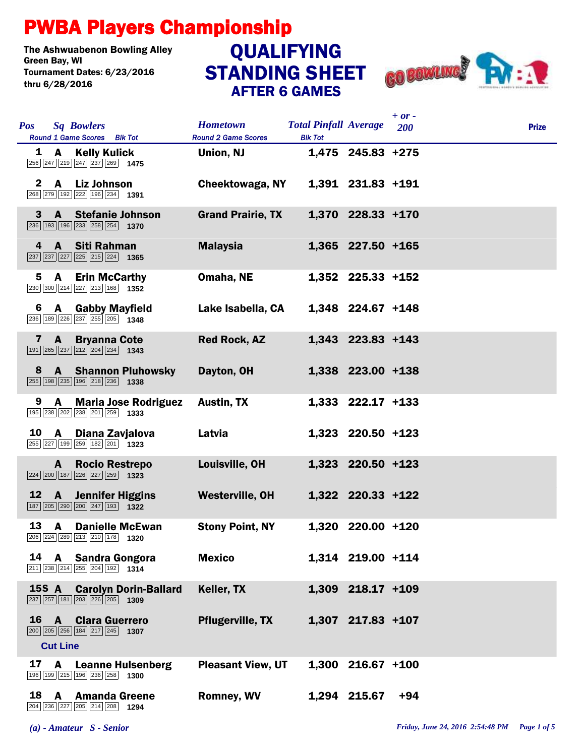# PWBA Players Championship

The Ashwuabenon Bowling Alley
Green Bay, WI
Tournament Dates: 6/23/2016 thru 6/28/2016

## QUALIFYING STANDING SHEET
### AFTER 6 GAMES

| Pos | Sq | Bowlers | Round 1 Game Scores | Blk Tot | Hometown | Total Pinfall | Average | + or - 200 | Prize |
|---|---|---|---|---|---|---|---|---|---|
| 1 | A | Kelly Kulick | 256 247 219 247 237 269 | 1475 | Union, NJ | 1,475 | 245.83 | +275 | |
| 2 | A | Liz Johnson | 268 279 192 222 196 234 | 1391 | Cheektowaga, NY | 1,391 | 231.83 | +191 | |
| 3 | A | Stefanie Johnson | 236 193 196 233 258 254 | 1370 | Grand Prairie, TX | 1,370 | 228.33 | +170 | |
| 4 | A | Siti Rahman | 237 237 227 225 215 224 | 1365 | Malaysia | 1,365 | 227.50 | +165 | |
| 5 | A | Erin McCarthy | 230 300 214 227 213 168 | 1352 | Omaha, NE | 1,352 | 225.33 | +152 | |
| 6 | A | Gabby Mayfield | 236 189 226 237 255 205 | 1348 | Lake Isabella, CA | 1,348 | 224.67 | +148 | |
| 7 | A | Bryanna Cote | 191 265 237 212 204 234 | 1343 | Red Rock, AZ | 1,343 | 223.83 | +143 | |
| 8 | A | Shannon Pluhowsky | 255 198 235 196 218 236 | 1338 | Dayton, OH | 1,338 | 223.00 | +138 | |
| 9 | A | Maria Jose Rodriguez | 195 238 202 238 201 259 | 1333 | Austin, TX | 1,333 | 222.17 | +133 | |
| 10 | A | Diana Zavjalova | 255 227 199 259 182 201 | 1323 | Latvia | 1,323 | 220.50 | +123 | |
| | A | Rocio Restrepo | 224 200 187 226 227 259 | 1323 | Louisville, OH | 1,323 | 220.50 | +123 | |
| 12 | A | Jennifer Higgins | 187 205 290 200 247 193 | 1322 | Westerville, OH | 1,322 | 220.33 | +122 | |
| 13 | A | Danielle McEwan | 206 224 289 213 210 178 | 1320 | Stony Point, NY | 1,320 | 220.00 | +120 | |
| 14 | A | Sandra Gongora | 211 238 214 255 204 192 | 1314 | Mexico | 1,314 | 219.00 | +114 | |
| 15S | A | Carolyn Dorin-Ballard | 237 257 181 203 226 205 | 1309 | Keller, TX | 1,309 | 218.17 | +109 | |
| 16 | A | Clara Guerrero | 200 205 256 184 217 245 | 1307 | Pflugerville, TX | 1,307 | 217.83 | +107 | |
| **Cut Line** | | | | | | | | | |
| 17 | A | Leanne Hulsenberg | 196 199 215 196 236 258 | 1300 | Pleasant View, UT | 1,300 | 216.67 | +100 | |
| 18 | A | Amanda Greene | 204 236 227 205 214 208 | 1294 | Romney, WV | 1,294 | 215.67 | +94 | |

*(a) - Amateur S - Senior*

*Friday, June 24, 2016 2:54:48 PM*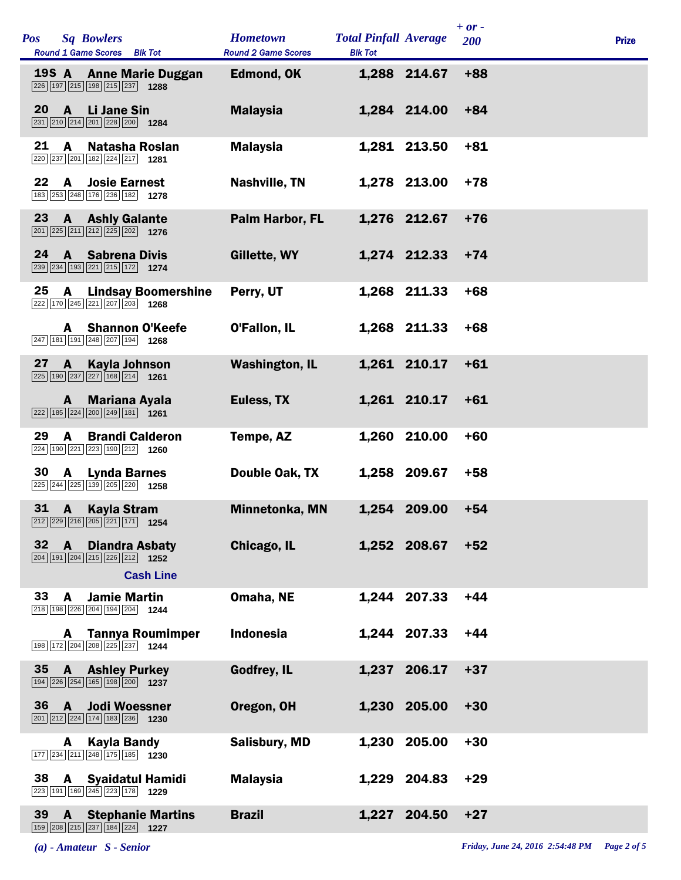| Pos | Sq | Bowlers | Round 1 Game Scores | Blk Tot | Hometown | Total Pinfall | Average | + or - 200 | Prize |
|---|---|---|---|---|---|---|---|---|---|
| 19S | A | Anne Marie Duggan | 226 197 215 198 215 237 | 1288 | Edmond, OK | 1,288 | 214.67 | +88 | |
| 20 | A | Li Jane Sin | 231 210 214 201 228 200 | 1284 | Malaysia | 1,284 | 214.00 | +84 | |
| 21 | A | Natasha Roslan | 220 237 201 182 224 217 | 1281 | Malaysia | 1,281 | 213.50 | +81 | |
| 22 | A | Josie Earnest | 183 253 248 176 236 182 | 1278 | Nashville, TN | 1,278 | 213.00 | +78 | |
| 23 | A | Ashly Galante | 201 225 211 212 225 202 | 1276 | Palm Harbor, FL | 1,276 | 212.67 | +76 | |
| 24 | A | Sabrena Divis | 239 234 193 221 215 172 | 1274 | Gillette, WY | 1,274 | 212.33 | +74 | |
| 25 | A | Lindsay Boomershine | 222 170 245 221 207 203 | 1268 | Perry, UT | 1,268 | 211.33 | +68 | |
| | A | Shannon O'Keefe | 247 181 191 248 207 194 | 1268 | O'Fallon, IL | 1,268 | 211.33 | +68 | |
| 27 | A | Kayla Johnson | 225 190 237 227 168 214 | 1261 | Washington, IL | 1,261 | 210.17 | +61 | |
| | A | Mariana Ayala | 222 185 224 200 249 181 | 1261 | Euless, TX | 1,261 | 210.17 | +61 | |
| 29 | A | Brandi Calderon | 224 190 221 223 190 212 | 1260 | Tempe, AZ | 1,260 | 210.00 | +60 | |
| 30 | A | Lynda Barnes | 225 244 225 139 205 220 | 1258 | Double Oak, TX | 1,258 | 209.67 | +58 | |
| 31 | A | Kayla Stram | 212 229 216 205 221 171 | 1254 | Minnetonka, MN | 1,254 | 209.00 | +54 | |
| 32 | A | Diandra Asbaty | 204 191 204 215 226 212 | 1252 | Chicago, IL | 1,252 | 208.67 | +52 | |
| | | **Cash Line** | | | | | | | |
| 33 | A | Jamie Martin | 218 198 226 204 194 204 | 1244 | Omaha, NE | 1,244 | 207.33 | +44 | |
| | A | Tannya Roumimper | 198 172 204 208 225 237 | 1244 | Indonesia | 1,244 | 207.33 | +44 | |
| 35 | A | Ashley Purkey | 194 226 254 165 198 200 | 1237 | Godfrey, IL | 1,237 | 206.17 | +37 | |
| 36 | A | Jodi Woessner | 201 212 224 174 183 236 | 1230 | Oregon, OH | 1,230 | 205.00 | +30 | |
| | A | Kayla Bandy | 177 234 211 248 175 185 | 1230 | Salisbury, MD | 1,230 | 205.00 | +30 | |
| 38 | A | Syaidatul Hamidi | 223 191 169 245 223 178 | 1229 | Malaysia | 1,229 | 204.83 | +29 | |
| 39 | A | Stephanie Martins | 159 208 215 237 184 224 | 1227 | Brazil | 1,227 | 204.50 | +27 | |

*(a) - Amateur S - Senior*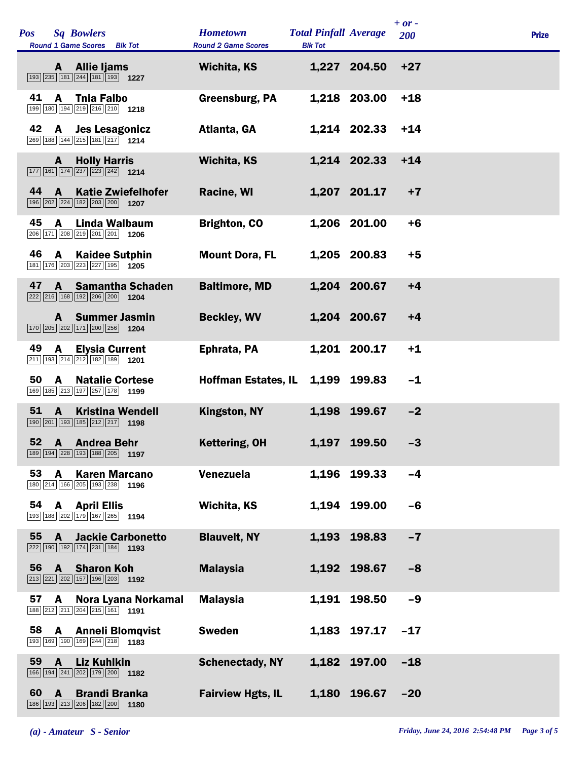| Pos | Sq | Bowlers | Round 1 Game Scores | Blk Tot | Hometown | Total Pinfall | Average | + or - 200 | Prize |
|---|---|---|---|---|---|---|---|---|---|
| | A | Allie Ijams | 193 235 181 244 181 193 | 1227 | Wichita, KS | 1,227 | 204.50 | +27 | |
| 41 | A | Tnia Falbo | 199 180 194 219 216 210 | 1218 | Greensburg, PA | 1,218 | 203.00 | +18 | |
| 42 | A | Jes Lesagonicz | 269 188 144 215 181 217 | 1214 | Atlanta, GA | 1,214 | 202.33 | +14 | |
| | A | Holly Harris | 177 161 174 237 223 242 | 1214 | Wichita, KS | 1,214 | 202.33 | +14 | |
| 44 | A | Katie Zwiefelhofer | 196 202 224 182 203 200 | 1207 | Racine, WI | 1,207 | 201.17 | +7 | |
| 45 | A | Linda Walbaum | 206 171 208 219 201 201 | 1206 | Brighton, CO | 1,206 | 201.00 | +6 | |
| 46 | A | Kaidee Sutphin | 181 176 203 223 227 195 | 1205 | Mount Dora, FL | 1,205 | 200.83 | +5 | |
| 47 | A | Samantha Schaden | 222 216 168 192 206 200 | 1204 | Baltimore, MD | 1,204 | 200.67 | +4 | |
| | A | Summer Jasmin | 170 205 202 171 200 256 | 1204 | Beckley, WV | 1,204 | 200.67 | +4 | |
| 49 | A | Elysia Current | 211 193 214 212 182 189 | 1201 | Ephrata, PA | 1,201 | 200.17 | +1 | |
| 50 | A | Natalie Cortese | 169 185 213 197 257 178 | 1199 | Hoffman Estates, IL | 1,199 | 199.83 | -1 | |
| 51 | A | Kristina Wendell | 190 201 193 185 212 217 | 1198 | Kingston, NY | 1,198 | 199.67 | -2 | |
| 52 | A | Andrea Behr | 189 194 228 193 188 205 | 1197 | Kettering, OH | 1,197 | 199.50 | -3 | |
| 53 | A | Karen Marcano | 180 214 166 205 193 238 | 1196 | Venezuela | 1,196 | 199.33 | -4 | |
| 54 | A | April Ellis | 193 188 202 179 167 265 | 1194 | Wichita, KS | 1,194 | 199.00 | -6 | |
| 55 | A | Jackie Carbonetto | 222 190 192 174 231 184 | 1193 | Blauvelt, NY | 1,193 | 198.83 | -7 | |
| 56 | A | Sharon Koh | 213 221 202 157 196 203 | 1192 | Malaysia | 1,192 | 198.67 | -8 | |
| 57 | A | Nora Lyana Norkamal | 188 212 211 204 215 161 | 1191 | Malaysia | 1,191 | 198.50 | -9 | |
| 58 | A | Anneli Blomqvist | 193 169 190 169 244 218 | 1183 | Sweden | 1,183 | 197.17 | -17 | |
| 59 | A | Liz Kuhlkin | 166 194 241 202 179 200 | 1182 | Schenectady, NY | 1,182 | 197.00 | -18 | |
| 60 | A | Brandi Branka | 186 193 213 206 182 200 | 1180 | Fairview Hgts, IL | 1,180 | 196.67 | -20 | |

*(a) - Amateur S - Senior*

*Friday, June 24, 2016 2:54:48 PM*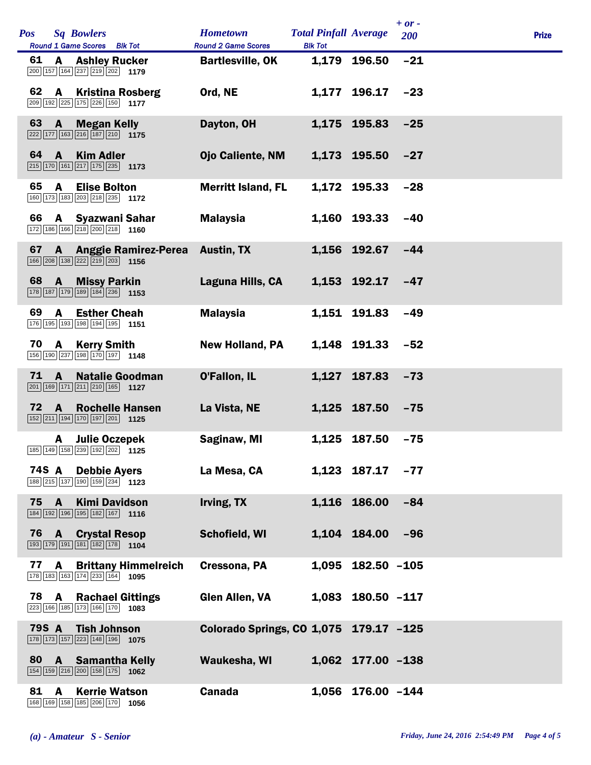| Pos | Sq | Bowlers | Round 1 Game Scores | Blk Tot | Hometown | Total Pinfall | Average | + or - 200 | Prize |
|---|---|---|---|---|---|---|---|---|---|
| 61 | A | Ashley Rucker | 200 157 164 237 219 202 | 1179 | Bartlesville, OK | 1,179 | 196.50 | -21 | |
| 62 | A | Kristina Rosberg | 209 192 225 175 226 150 | 1177 | Ord, NE | 1,177 | 196.17 | -23 | |
| 63 | A | Megan Kelly | 222 177 163 216 187 210 | 1175 | Dayton, OH | 1,175 | 195.83 | -25 | |
| 64 | A | Kim Adler | 215 170 161 217 175 235 | 1173 | Ojo Caliente, NM | 1,173 | 195.50 | -27 | |
| 65 | A | Elise Bolton | 160 173 183 203 218 235 | 1172 | Merritt Island, FL | 1,172 | 195.33 | -28 | |
| 66 | A | Syazwani Sahar | 172 186 166 218 200 218 | 1160 | Malaysia | 1,160 | 193.33 | -40 | |
| 67 | A | Anggie Ramirez-Perea | 166 208 138 222 219 203 | 1156 | Austin, TX | 1,156 | 192.67 | -44 | |
| 68 | A | Missy Parkin | 178 187 179 189 184 236 | 1153 | Laguna Hills, CA | 1,153 | 192.17 | -47 | |
| 69 | A | Esther Cheah | 176 195 193 198 194 195 | 1151 | Malaysia | 1,151 | 191.83 | -49 | |
| 70 | A | Kerry Smith | 156 190 237 198 170 197 | 1148 | New Holland, PA | 1,148 | 191.33 | -52 | |
| 71 | A | Natalie Goodman | 201 169 171 211 210 165 | 1127 | O'Fallon, IL | 1,127 | 187.83 | -73 | |
| 72 | A | Rochelle Hansen | 152 211 194 170 197 201 | 1125 | La Vista, NE | 1,125 | 187.50 | -75 | |
| | A | Julie Oczepek | 185 149 158 239 192 202 | 1125 | Saginaw, MI | 1,125 | 187.50 | -75 | |
| 74S | A | Debbie Ayers | 188 215 137 190 159 234 | 1123 | La Mesa, CA | 1,123 | 187.17 | -77 | |
| 75 | A | Kimi Davidson | 184 192 196 195 182 167 | 1116 | Irving, TX | 1,116 | 186.00 | -84 | |
| 76 | A | Crystal Resop | 193 179 191 181 182 178 | 1104 | Schofield, WI | 1,104 | 184.00 | -96 | |
| 77 | A | Brittany Himmelreich | 178 183 163 174 233 164 | 1095 | Cressona, PA | 1,095 | 182.50 | -105 | |
| 78 | A | Rachael Gittings | 223 166 185 173 166 170 | 1083 | Glen Allen, VA | 1,083 | 180.50 | -117 | |
| 79S | A | Tish Johnson | 178 173 157 223 148 196 | 1075 | Colorado Springs, CO | 1,075 | 179.17 | -125 | |
| 80 | A | Samantha Kelly | 154 159 216 200 158 175 | 1062 | Waukesha, WI | 1,062 | 177.00 | -138 | |
| 81 | A | Kerrie Watson | 168 169 158 185 206 170 | 1056 | Canada | 1,056 | 176.00 | -144 | |

*(a) - Amateur S - Senior*

*Friday, June 24, 2016 2:54:49 PM*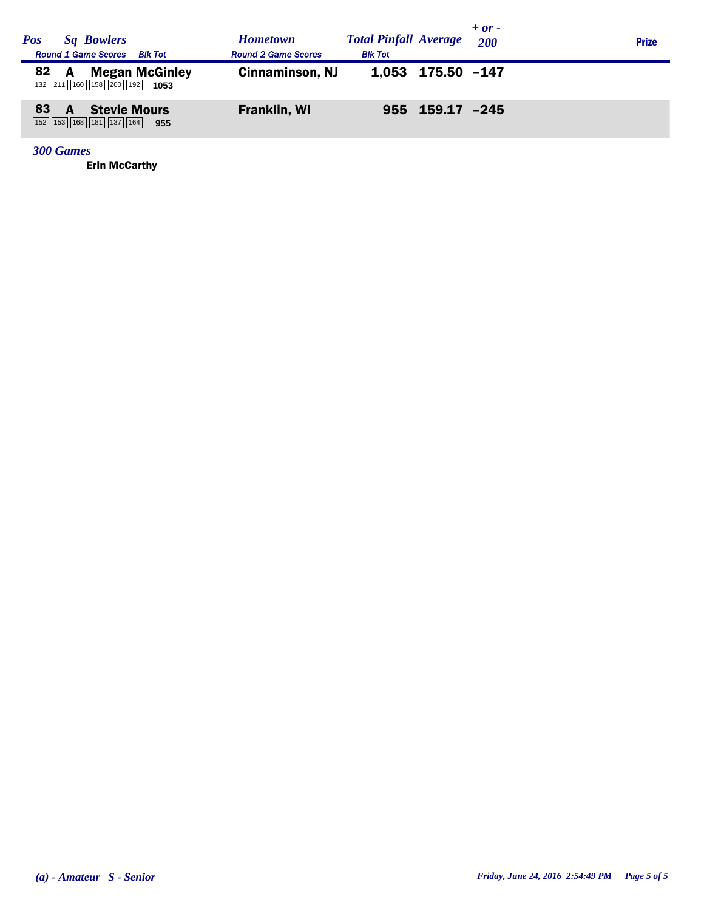| Pos | Sq | Bowlers | Hometown | Total Pinfall | Average | + or - 200 | Prize |
|---|---|---|---|---|---|---|---|
| Round 1 Game Scores | | Blk Tot | Round 2 Game Scores | Blk Tot | | | |
| 82 | A | Megan McGinley | Cinnaminson, NJ | 1,053 | 175.50 | -147 | |
| 132 211 160 158 200 192 | | 1053 | | | | | |
| 83 | A | Stevie Mours | Franklin, WI | 955 | 159.17 | -245 | |
| 152 153 168 181 137 164 | | 955 | | | | | |

*300 Games*

**Erin McCarthy**

*(a) - Amateur S - Senior*

*Friday, June 24, 2016 2:54:49 PM*